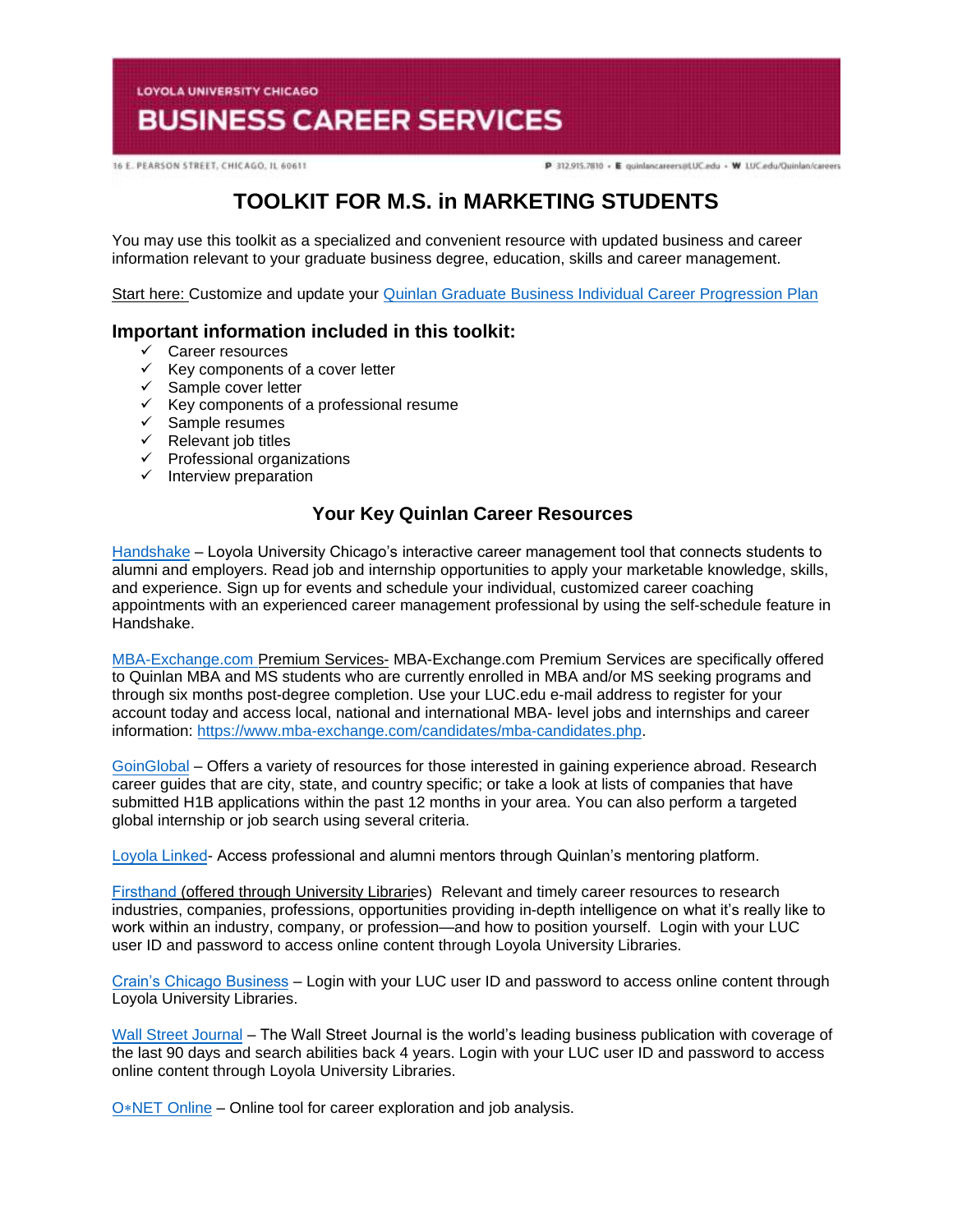LOYOLA UNIVERSITY CHICAGO

# BUSINESS CAREER SERVICES

16 E. PEARSON STREET, CHICAGO, IL 60611 P 312.915.7810 • E quinlancareers@LUC.edu • W LUC.edu/Quinlan/careers

# TOOLKIT FOR M.S. in MARKETING STUDENTS

You may use this toolkit as a specialized and convenient resource with updated business and career information relevant to your graduate business degree, education, skills and career management.

Start here: Customize and update your Quinlan Graduate Business Individual Career Progression Plan

## Important information included in this toolkit:

- ✓ Career resources
- ✓ Key components of a cover letter
- ✓ Sample cover letter
- ✓ Key components of a professional resume
- ✓ Sample resumes
- ✓ Relevant job titles
- ✓ Professional organizations
- ✓ Interview preparation

## Your Key Quinlan Career Resources

Handshake – Loyola University Chicago's interactive career management tool that connects students to alumni and employers. Read job and internship opportunities to apply your marketable knowledge, skills, and experience. Sign up for events and schedule your individual, customized career coaching appointments with an experienced career management professional by using the self-schedule feature in Handshake.

MBA-Exchange.com Premium Services- MBA-Exchange.com Premium Services are specifically offered to Quinlan MBA and MS students who are currently enrolled in MBA and/or MS seeking programs and through six months post-degree completion. Use your LUC.edu e-mail address to register for your account today and access local, national and international MBA- level jobs and internships and career information: https://www.mba-exchange.com/candidates/mba-candidates.php.

GoinGlobal – Offers a variety of resources for those interested in gaining experience abroad. Research career guides that are city, state, and country specific; or take a look at lists of companies that have submitted H1B applications within the past 12 months in your area. You can also perform a targeted global internship or job search using several criteria.

Loyola Linked- Access professional and alumni mentors through Quinlan's mentoring platform.

Firsthand (offered through University Libraries) Relevant and timely career resources to research industries, companies, professions, opportunities providing in-depth intelligence on what it's really like to work within an industry, company, or profession—and how to position yourself. Login with your LUC user ID and password to access online content through Loyola University Libraries.

Crain's Chicago Business – Login with your LUC user ID and password to access online content through Loyola University Libraries.

Wall Street Journal – The Wall Street Journal is the world's leading business publication with coverage of the last 90 days and search abilities back 4 years. Login with your LUC user ID and password to access online content through Loyola University Libraries.

O*NET Online – Online tool for career exploration and job analysis.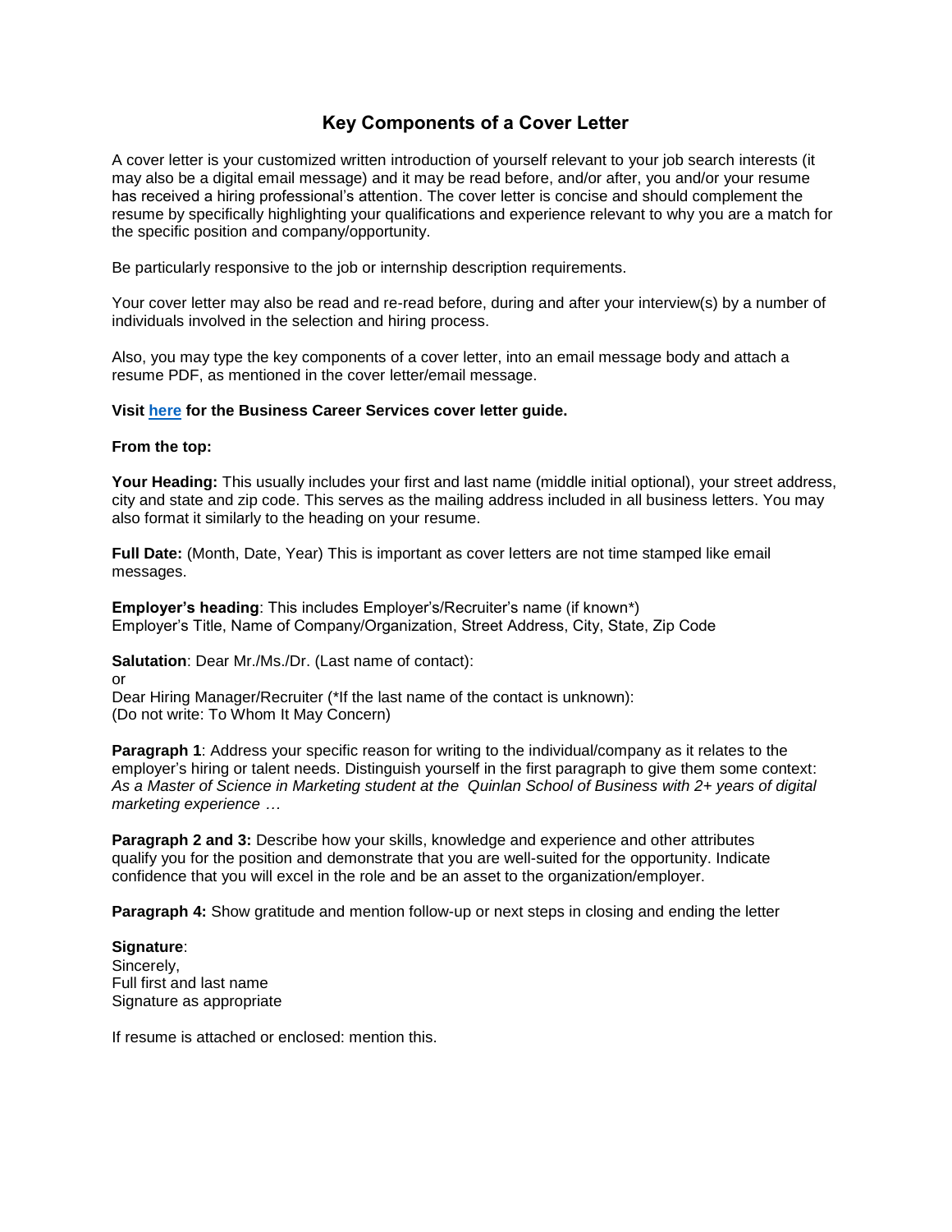# Key Components of a Cover Letter

A cover letter is your customized written introduction of yourself relevant to your job search interests (it may also be a digital email message) and it may be read before, and/or after, you and/or your resume has received a hiring professional's attention. The cover letter is concise and should complement the resume by specifically highlighting your qualifications and experience relevant to why you are a match for the specific position and company/opportunity.

Be particularly responsive to the job or internship description requirements.

Your cover letter may also be read and re-read before, during and after your interview(s) by a number of individuals involved in the selection and hiring process.

Also, you may type the key components of a cover letter, into an email message body and attach a resume PDF, as mentioned in the cover letter/email message.

**Visit here for the Business Career Services cover letter guide.**

**From the top:**

**Your Heading:** This usually includes your first and last name (middle initial optional), your street address, city and state and zip code. This serves as the mailing address included in all business letters. You may also format it similarly to the heading on your resume.

**Full Date:** (Month, Date, Year) This is important as cover letters are not time stamped like email messages.

**Employer's heading**: This includes Employer's/Recruiter's name (if known*)
Employer's Title, Name of Company/Organization, Street Address, City, State, Zip Code

**Salutation**: Dear Mr./Ms./Dr. (Last name of contact):
or
Dear Hiring Manager/Recruiter (*If the last name of the contact is unknown):
(Do not write: To Whom It May Concern)

**Paragraph 1**: Address your specific reason for writing to the individual/company as it relates to the employer's hiring or talent needs. Distinguish yourself in the first paragraph to give them some context: *As a Master of Science in Marketing student at the Quinlan School of Business with 2+ years of digital marketing experience …*

**Paragraph 2 and 3:** Describe how your skills, knowledge and experience and other attributes qualify you for the position and demonstrate that you are well-suited for the opportunity. Indicate confidence that you will excel in the role and be an asset to the organization/employer.

**Paragraph 4:** Show gratitude and mention follow-up or next steps in closing and ending the letter

**Signature**:
Sincerely,
Full first and last name
Signature as appropriate

If resume is attached or enclosed: mention this.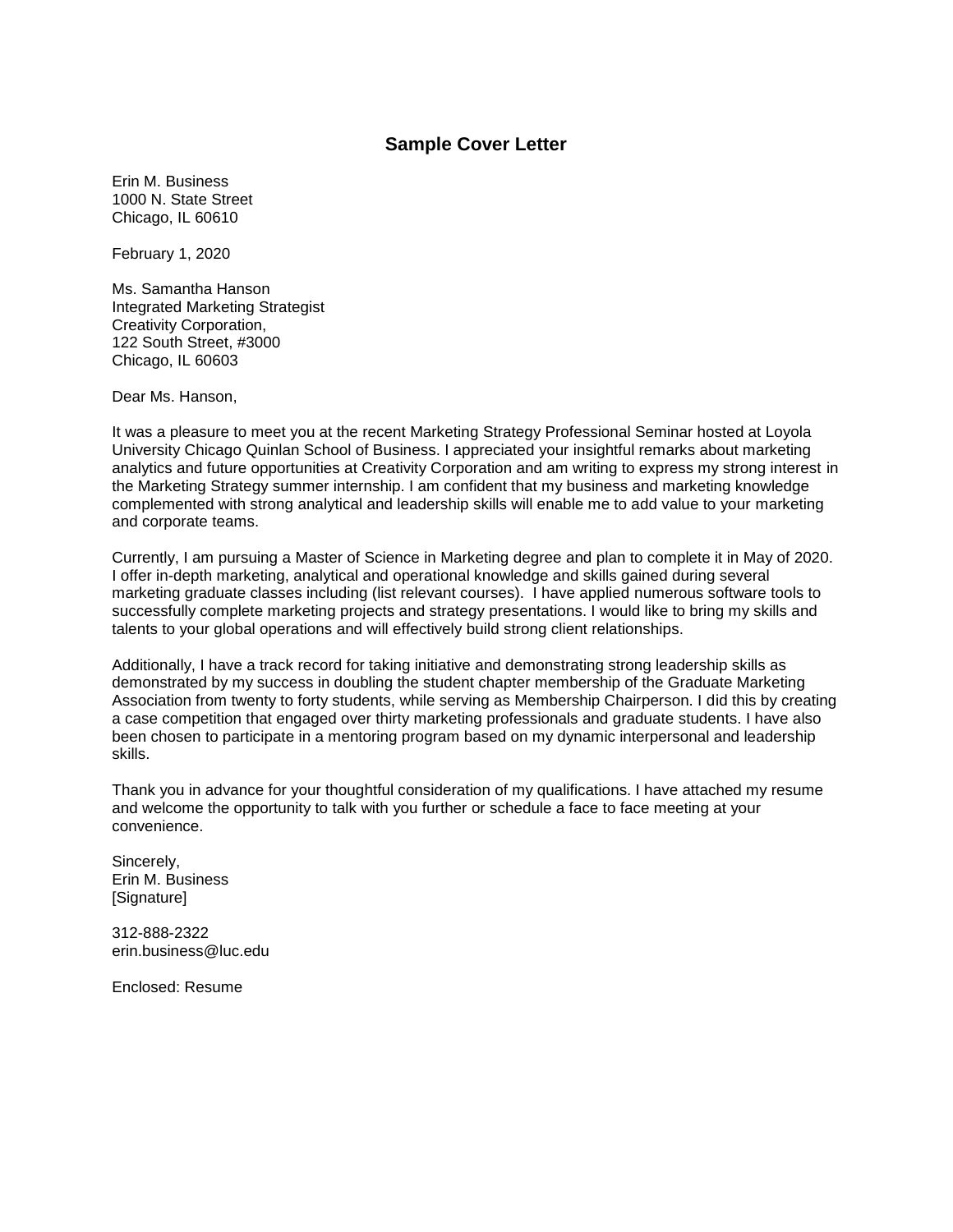# Sample Cover Letter

Erin M. Business
1000 N. State Street
Chicago, IL 60610

February 1, 2020

Ms. Samantha Hanson
Integrated Marketing Strategist
Creativity Corporation,
122 South Street, #3000
Chicago, IL 60603

Dear Ms. Hanson,

It was a pleasure to meet you at the recent Marketing Strategy Professional Seminar hosted at Loyola University Chicago Quinlan School of Business. I appreciated your insightful remarks about marketing analytics and future opportunities at Creativity Corporation and am writing to express my strong interest in the Marketing Strategy summer internship. I am confident that my business and marketing knowledge complemented with strong analytical and leadership skills will enable me to add value to your marketing and corporate teams.

Currently, I am pursuing a Master of Science in Marketing degree and plan to complete it in May of 2020. I offer in-depth marketing, analytical and operational knowledge and skills gained during several marketing graduate classes including (list relevant courses). I have applied numerous software tools to successfully complete marketing projects and strategy presentations. I would like to bring my skills and talents to your global operations and will effectively build strong client relationships.

Additionally, I have a track record for taking initiative and demonstrating strong leadership skills as demonstrated by my success in doubling the student chapter membership of the Graduate Marketing Association from twenty to forty students, while serving as Membership Chairperson. I did this by creating a case competition that engaged over thirty marketing professionals and graduate students. I have also been chosen to participate in a mentoring program based on my dynamic interpersonal and leadership skills.

Thank you in advance for your thoughtful consideration of my qualifications. I have attached my resume and welcome the opportunity to talk with you further or schedule a face to face meeting at your convenience.

Sincerely,
Erin M. Business
[Signature]

312-888-2322
erin.business@luc.edu

Enclosed: Resume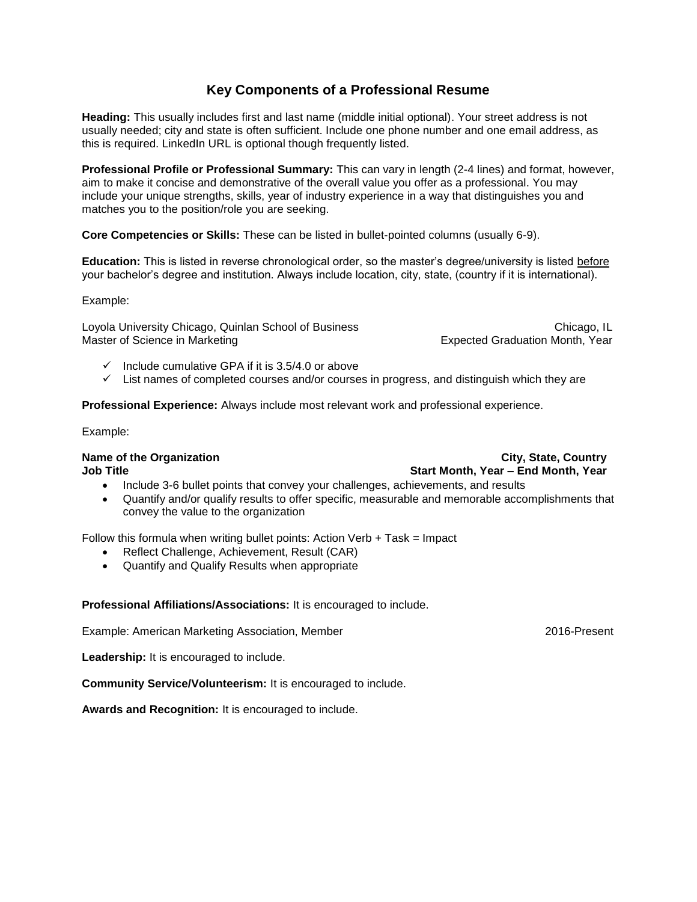# Key Components of a Professional Resume

**Heading:** This usually includes first and last name (middle initial optional). Your street address is not usually needed; city and state is often sufficient. Include one phone number and one email address, as this is required. LinkedIn URL is optional though frequently listed.

**Professional Profile or Professional Summary:** This can vary in length (2-4 lines) and format, however, aim to make it concise and demonstrative of the overall value you offer as a professional. You may include your unique strengths, skills, year of industry experience in a way that distinguishes you and matches you to the position/role you are seeking.

**Core Competencies or Skills:** These can be listed in bullet-pointed columns (usually 6-9).

**Education:** This is listed in reverse chronological order, so the master's degree/university is listed <u>before</u> your bachelor's degree and institution. Always include location, city, state, (country if it is international).

Example:

Loyola University Chicago, Quinlan School of Business — Chicago, IL
Master of Science in Marketing — Expected Graduation Month, Year

- ✓ Include cumulative GPA if it is 3.5/4.0 or above
- ✓ List names of completed courses and/or courses in progress, and distinguish which they are

**Professional Experience:** Always include most relevant work and professional experience.

Example:

**Name of the Organization — City, State, Country**
**Job Title — Start Month, Year – End Month, Year**

- Include 3-6 bullet points that convey your challenges, achievements, and results
- Quantify and/or qualify results to offer specific, measurable and memorable accomplishments that convey the value to the organization

Follow this formula when writing bullet points: Action Verb + Task = Impact

- Reflect Challenge, Achievement, Result (CAR)
- Quantify and Qualify Results when appropriate

**Professional Affiliations/Associations:** It is encouraged to include.

Example: American Marketing Association, Member — 2016-Present

**Leadership:** It is encouraged to include.

**Community Service/Volunteerism:** It is encouraged to include.

**Awards and Recognition:** It is encouraged to include.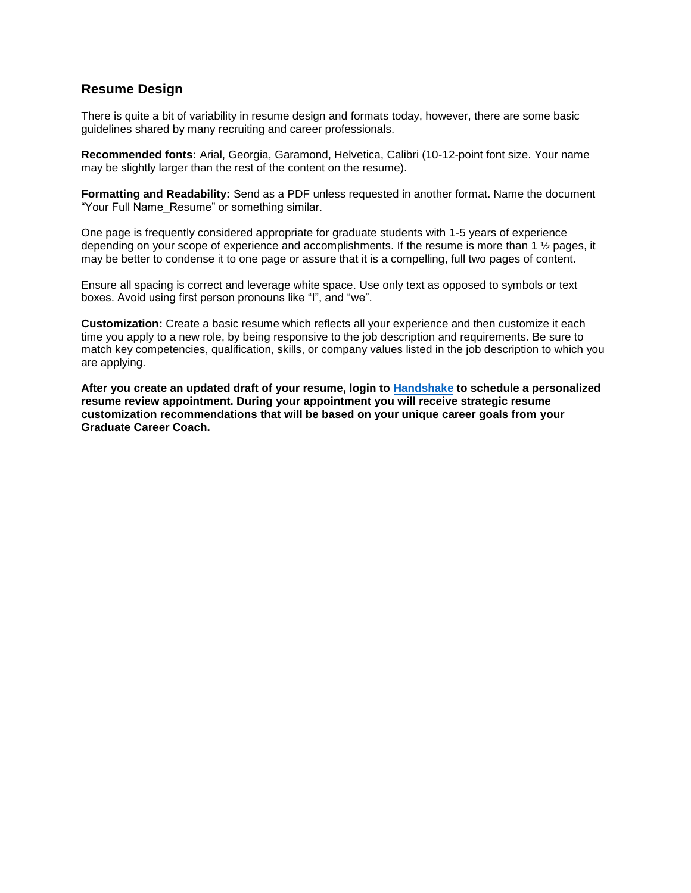## Resume Design

There is quite a bit of variability in resume design and formats today, however, there are some basic guidelines shared by many recruiting and career professionals.

**Recommended fonts:** Arial, Georgia, Garamond, Helvetica, Calibri (10-12-point font size. Your name may be slightly larger than the rest of the content on the resume).

**Formatting and Readability:** Send as a PDF unless requested in another format. Name the document "Your Full Name_Resume" or something similar.

One page is frequently considered appropriate for graduate students with 1-5 years of experience depending on your scope of experience and accomplishments. If the resume is more than 1 ½ pages, it may be better to condense it to one page or assure that it is a compelling, full two pages of content.

Ensure all spacing is correct and leverage white space. Use only text as opposed to symbols or text boxes. Avoid using first person pronouns like "I", and "we".

**Customization:** Create a basic resume which reflects all your experience and then customize it each time you apply to a new role, by being responsive to the job description and requirements. Be sure to match key competencies, qualification, skills, or company values listed in the job description to which you are applying.

**After you create an updated draft of your resume, login to [Handshake] to schedule a personalized resume review appointment. During your appointment you will receive strategic resume customization recommendations that will be based on your unique career goals from your Graduate Career Coach.**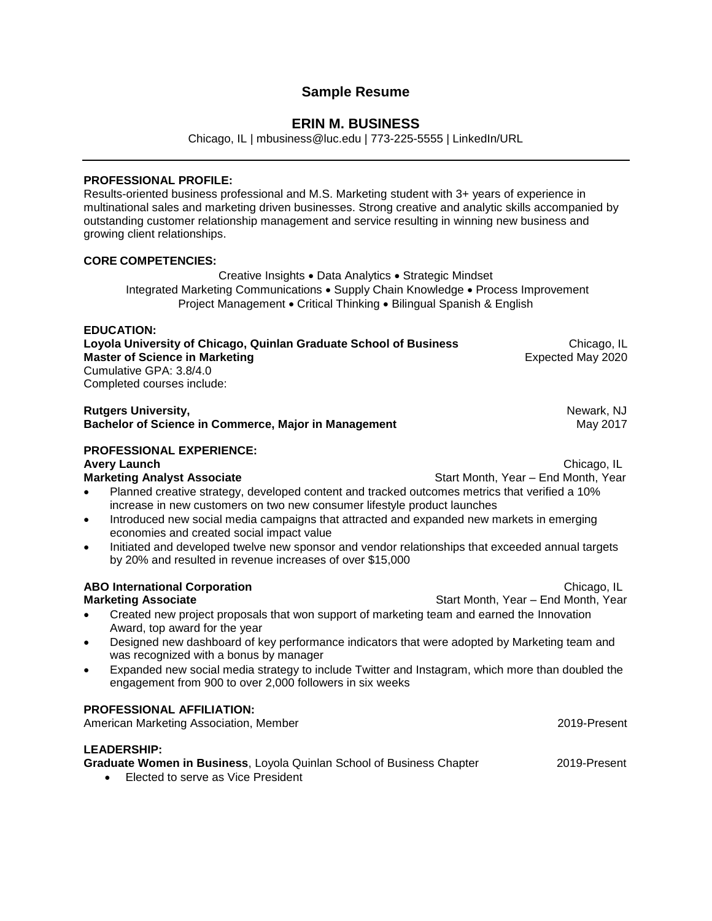# Sample Resume

## ERIN M. BUSINESS

Chicago, IL | mbusiness@luc.edu | 773-225-5555 | LinkedIn/URL

---

**PROFESSIONAL PROFILE:**

Results-oriented business professional and M.S. Marketing student with 3+ years of experience in multinational sales and marketing driven businesses. Strong creative and analytic skills accompanied by outstanding customer relationship management and service resulting in winning new business and growing client relationships.

**CORE COMPETENCIES:**

Creative Insights • Data Analytics • Strategic Mindset
Integrated Marketing Communications • Supply Chain Knowledge • Process Improvement
Project Management • Critical Thinking • Bilingual Spanish & English

**EDUCATION:**

**Loyola University of Chicago, Quinlan Graduate School of Business** — Chicago, IL
**Master of Science in Marketing** — Expected May 2020
Cumulative GPA: 3.8/4.0
Completed courses include:

**Rutgers University,** — Newark, NJ
**Bachelor of Science in Commerce, Major in Management** — May 2017

**PROFESSIONAL EXPERIENCE:**

**Avery Launch** — Chicago, IL
**Marketing Analyst Associate** — Start Month, Year – End Month, Year

- Planned creative strategy, developed content and tracked outcomes metrics that verified a 10% increase in new customers on two new consumer lifestyle product launches
- Introduced new social media campaigns that attracted and expanded new markets in emerging economies and created social impact value
- Initiated and developed twelve new sponsor and vendor relationships that exceeded annual targets by 20% and resulted in revenue increases of over $15,000

**ABO International Corporation** — Chicago, IL
**Marketing Associate** — Start Month, Year – End Month, Year

- Created new project proposals that won support of marketing team and earned the Innovation Award, top award for the year
- Designed new dashboard of key performance indicators that were adopted by Marketing team and was recognized with a bonus by manager
- Expanded new social media strategy to include Twitter and Instagram, which more than doubled the engagement from 900 to over 2,000 followers in six weeks

**PROFESSIONAL AFFILIATION:**

American Marketing Association, Member — 2019-Present

**LEADERSHIP:**

**Graduate Women in Business**, Loyola Quinlan School of Business Chapter — 2019-Present

- Elected to serve as Vice President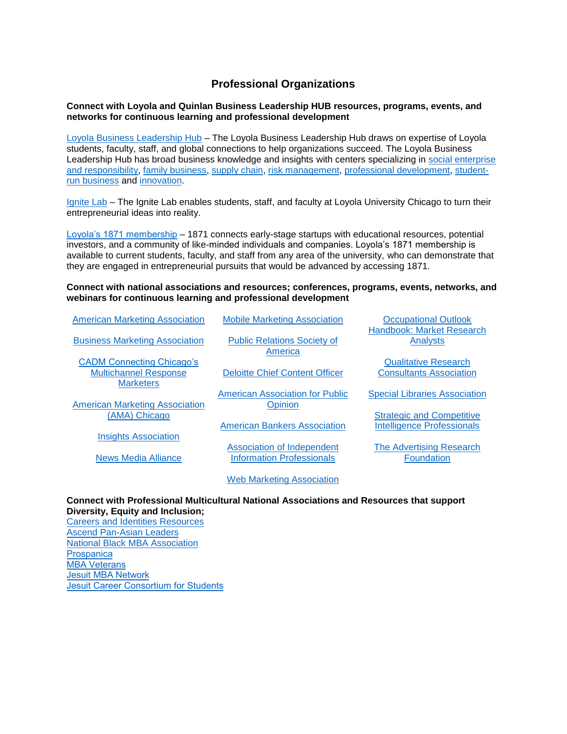# Professional Organizations

**Connect with Loyola and Quinlan Business Leadership HUB resources, programs, events, and networks for continuous learning and professional development**

Loyola Business Leadership Hub – The Loyola Business Leadership Hub draws on expertise of Loyola students, faculty, staff, and global connections to help organizations succeed. The Loyola Business Leadership Hub has broad business knowledge and insights with centers specializing in social enterprise and responsibility, family business, supply chain, risk management, professional development, student-run business and innovation.

Ignite Lab – The Ignite Lab enables students, staff, and faculty at Loyola University Chicago to turn their entrepreneurial ideas into reality.

Loyola's 1871 membership – 1871 connects early-stage startups with educational resources, potential investors, and a community of like-minded individuals and companies. Loyola's 1871 membership is available to current students, faculty, and staff from any area of the university, who can demonstrate that they are engaged in entrepreneurial pursuits that would be advanced by accessing 1871.

**Connect with national associations and resources; conferences, programs, events, networks, and webinars for continuous learning and professional development**

- American Marketing Association
- Business Marketing Association
- CADM Connecting Chicago's Multichannel Response Marketers
- American Marketing Association (AMA) Chicago
- Insights Association
- News Media Alliance
- Mobile Marketing Association
- Public Relations Society of America
- Deloitte Chief Content Officer
- American Association for Public Opinion
- American Bankers Association
- Association of Independent Information Professionals
- Web Marketing Association
- Occupational Outlook Handbook: Market Research Analysts
- Qualitative Research Consultants Association
- Special Libraries Association
- Strategic and Competitive Intelligence Professionals
- The Advertising Research Foundation

**Connect with Professional Multicultural National Associations and Resources that support Diversity, Equity and Inclusion;**

Careers and Identities Resources  
Ascend Pan-Asian Leaders  
National Black MBA Association  
Prospanica  
MBA Veterans  
Jesuit MBA Network  
Jesuit Career Consortium for Students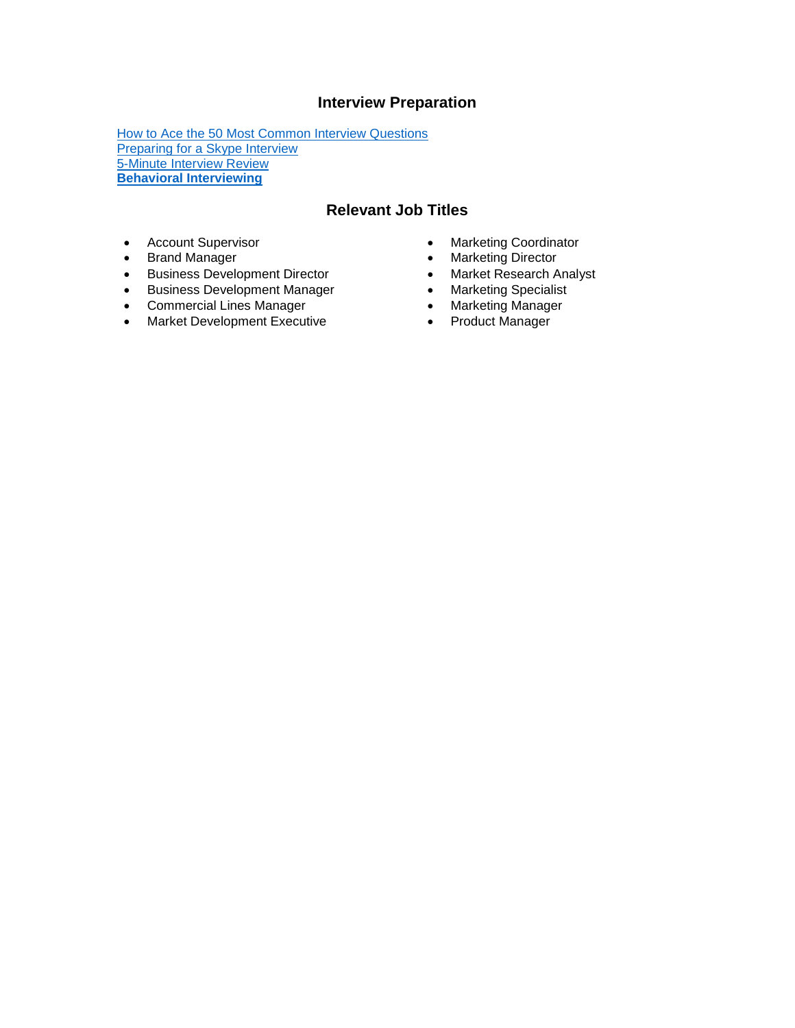## Interview Preparation

How to Ace the 50 Most Common Interview Questions
Preparing for a Skype Interview
5-Minute Interview Review
**Behavioral Interviewing**

## Relevant Job Titles

- Account Supervisor
- Brand Manager
- Business Development Director
- Business Development Manager
- Commercial Lines Manager
- Market Development Executive
- Marketing Coordinator
- Marketing Director
- Market Research Analyst
- Marketing Specialist
- Marketing Manager
- Product Manager